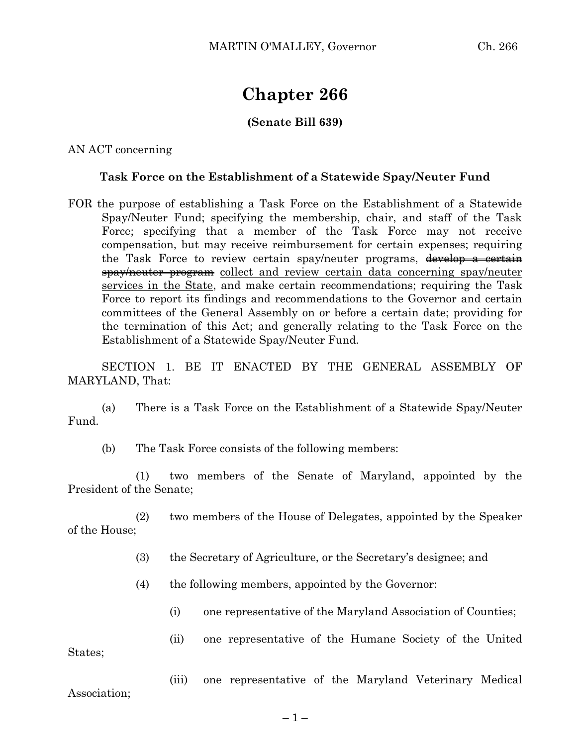# Chapter 266

**(Senate Bill 639)**

AN ACT concerning

**Task Force on the Establishment of a Statewide Spay/Neuter Fund**

FOR the purpose of establishing a Task Force on the Establishment of a Statewide Spay/Neuter Fund; specifying the membership, chair, and staff of the Task Force; specifying that a member of the Task Force may not receive compensation, but may receive reimbursement for certain expenses; requiring the Task Force to review certain spay/neuter programs, ~~develop a certain spay/neuter program~~ <u>collect and review certain data concerning spay/neuter services in the State</u>, and make certain recommendations; requiring the Task Force to report its findings and recommendations to the Governor and certain committees of the General Assembly on or before a certain date; providing for the termination of this Act; and generally relating to the Task Force on the Establishment of a Statewide Spay/Neuter Fund.

SECTION 1. BE IT ENACTED BY THE GENERAL ASSEMBLY OF MARYLAND, That:

(a) There is a Task Force on the Establishment of a Statewide Spay/Neuter Fund.

(b) The Task Force consists of the following members:

(1) two members of the Senate of Maryland, appointed by the President of the Senate;

(2) two members of the House of Delegates, appointed by the Speaker of the House;

(3) the Secretary of Agriculture, or the Secretary's designee; and

(4) the following members, appointed by the Governor:

(i) one representative of the Maryland Association of Counties;

(ii) one representative of the Humane Society of the United States;

(iii) one representative of the Maryland Veterinary Medical Association;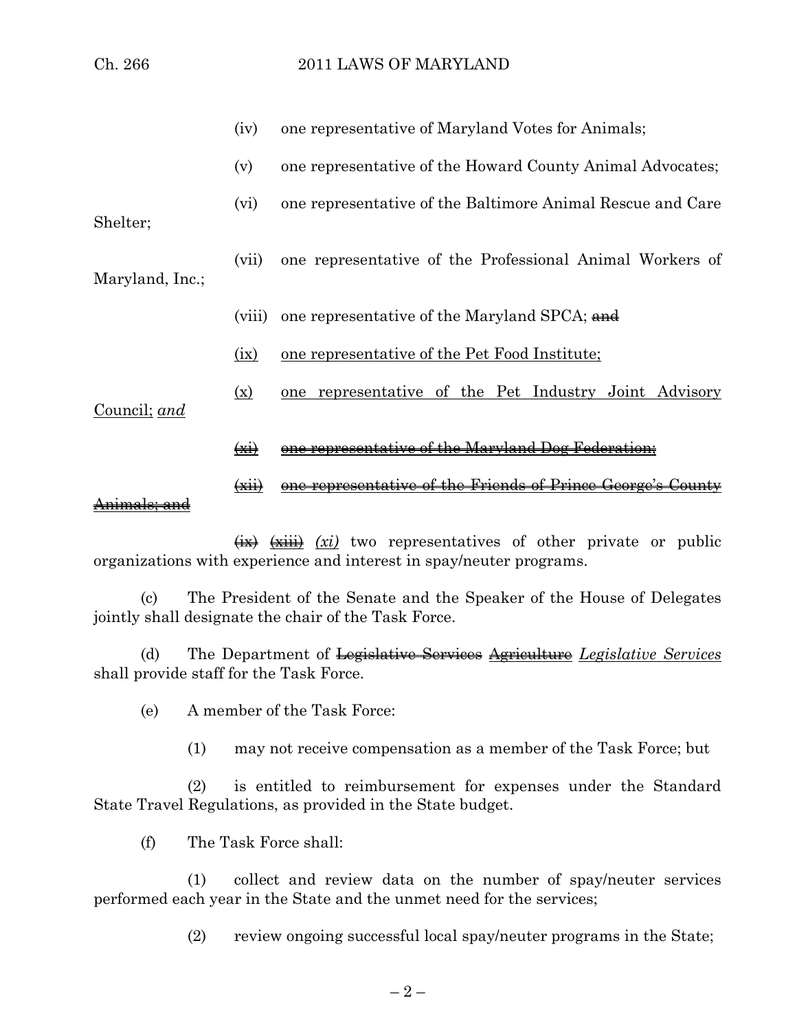(iv) one representative of Maryland Votes for Animals;

(v) one representative of the Howard County Animal Advocates;

(vi) one representative of the Baltimore Animal Rescue and Care Shelter;

(vii) one representative of the Professional Animal Workers of Maryland, Inc.;

(viii) one representative of the Maryland SPCA; ~~and~~

<u>(ix)</u> <u>one representative of the Pet Food Institute;</u>

<u>(x)</u> <u>one representative of the Pet Industry Joint Advisory Council;</u> *and*

<u>~~(xi)~~</u> <u>~~one representative of the Maryland Dog Federation;~~</u>

<u>~~(xii)~~</u> <u>~~one representative of the Friends of Prince George's County Animals; and~~</u>

~~(ix)~~ <u>~~(xiii)~~</u> *(xi)* two representatives of other private or public organizations with experience and interest in spay/neuter programs.

(c) The President of the Senate and the Speaker of the House of Delegates jointly shall designate the chair of the Task Force.

(d) The Department of ~~Legislative Services~~ <u>~~Agriculture~~</u> *Legislative Services* shall provide staff for the Task Force.

(e) A member of the Task Force:

(1) may not receive compensation as a member of the Task Force; but

(2) is entitled to reimbursement for expenses under the Standard State Travel Regulations, as provided in the State budget.

(f) The Task Force shall:

(1) collect and review data on the number of spay/neuter services performed each year in the State and the unmet need for the services;

(2) review ongoing successful local spay/neuter programs in the State;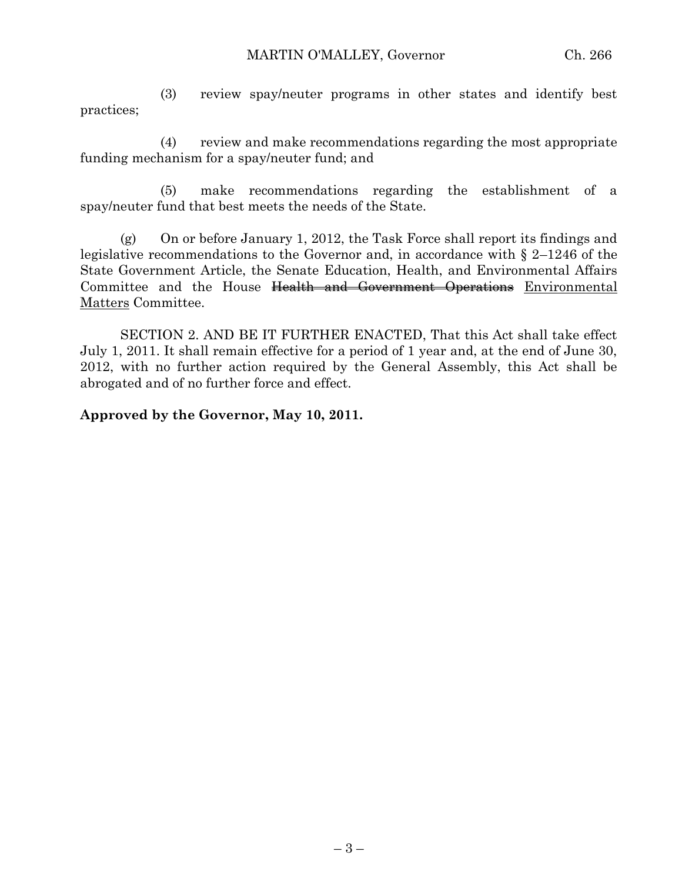(3) review spay/neuter programs in other states and identify best practices;

(4) review and make recommendations regarding the most appropriate funding mechanism for a spay/neuter fund; and

(5) make recommendations regarding the establishment of a spay/neuter fund that best meets the needs of the State.

(g) On or before January 1, 2012, the Task Force shall report its findings and legislative recommendations to the Governor and, in accordance with § 2–1246 of the State Government Article, the Senate Education, Health, and Environmental Affairs Committee and the House ~~Health and Government Operations~~ Environmental Matters Committee.

SECTION 2. AND BE IT FURTHER ENACTED, That this Act shall take effect July 1, 2011. It shall remain effective for a period of 1 year and, at the end of June 30, 2012, with no further action required by the General Assembly, this Act shall be abrogated and of no further force and effect.

**Approved by the Governor, May 10, 2011.**